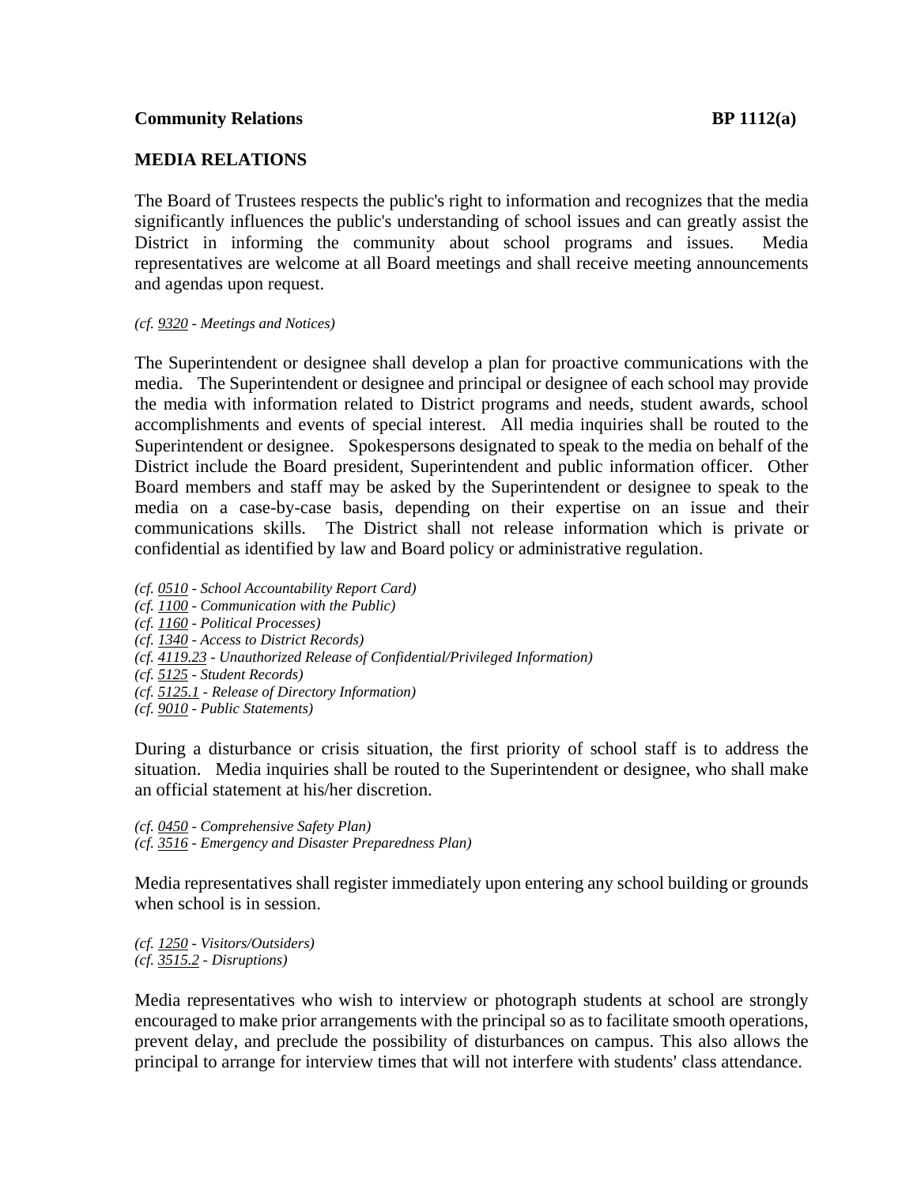**Community Relations** **BP 1112(a)**

## MEDIA RELATIONS

The Board of Trustees respects the public's right to information and recognizes that the media significantly influences the public's understanding of school issues and can greatly assist the District in informing the community about school programs and issues. Media representatives are welcome at all Board meetings and shall receive meeting announcements and agendas upon request.

*(cf. 9320 - Meetings and Notices)*

The Superintendent or designee shall develop a plan for proactive communications with the media. The Superintendent or designee and principal or designee of each school may provide the media with information related to District programs and needs, student awards, school accomplishments and events of special interest. All media inquiries shall be routed to the Superintendent or designee. Spokespersons designated to speak to the media on behalf of the District include the Board president, Superintendent and public information officer. Other Board members and staff may be asked by the Superintendent or designee to speak to the media on a case-by-case basis, depending on their expertise on an issue and their communications skills. The District shall not release information which is private or confidential as identified by law and Board policy or administrative regulation.

*(cf. 0510 - School Accountability Report Card)*
*(cf. 1100 - Communication with the Public)*
*(cf. 1160 - Political Processes)*
*(cf. 1340 - Access to District Records)*
*(cf. 4119.23 - Unauthorized Release of Confidential/Privileged Information)*
*(cf. 5125 - Student Records)*
*(cf. 5125.1 - Release of Directory Information)*
*(cf. 9010 - Public Statements)*

During a disturbance or crisis situation, the first priority of school staff is to address the situation. Media inquiries shall be routed to the Superintendent or designee, who shall make an official statement at his/her discretion.

*(cf. 0450 - Comprehensive Safety Plan)*
*(cf. 3516 - Emergency and Disaster Preparedness Plan)*

Media representatives shall register immediately upon entering any school building or grounds when school is in session.

*(cf. 1250 - Visitors/Outsiders)*
*(cf. 3515.2 - Disruptions)*

Media representatives who wish to interview or photograph students at school are strongly encouraged to make prior arrangements with the principal so as to facilitate smooth operations, prevent delay, and preclude the possibility of disturbances on campus. This also allows the principal to arrange for interview times that will not interfere with students' class attendance.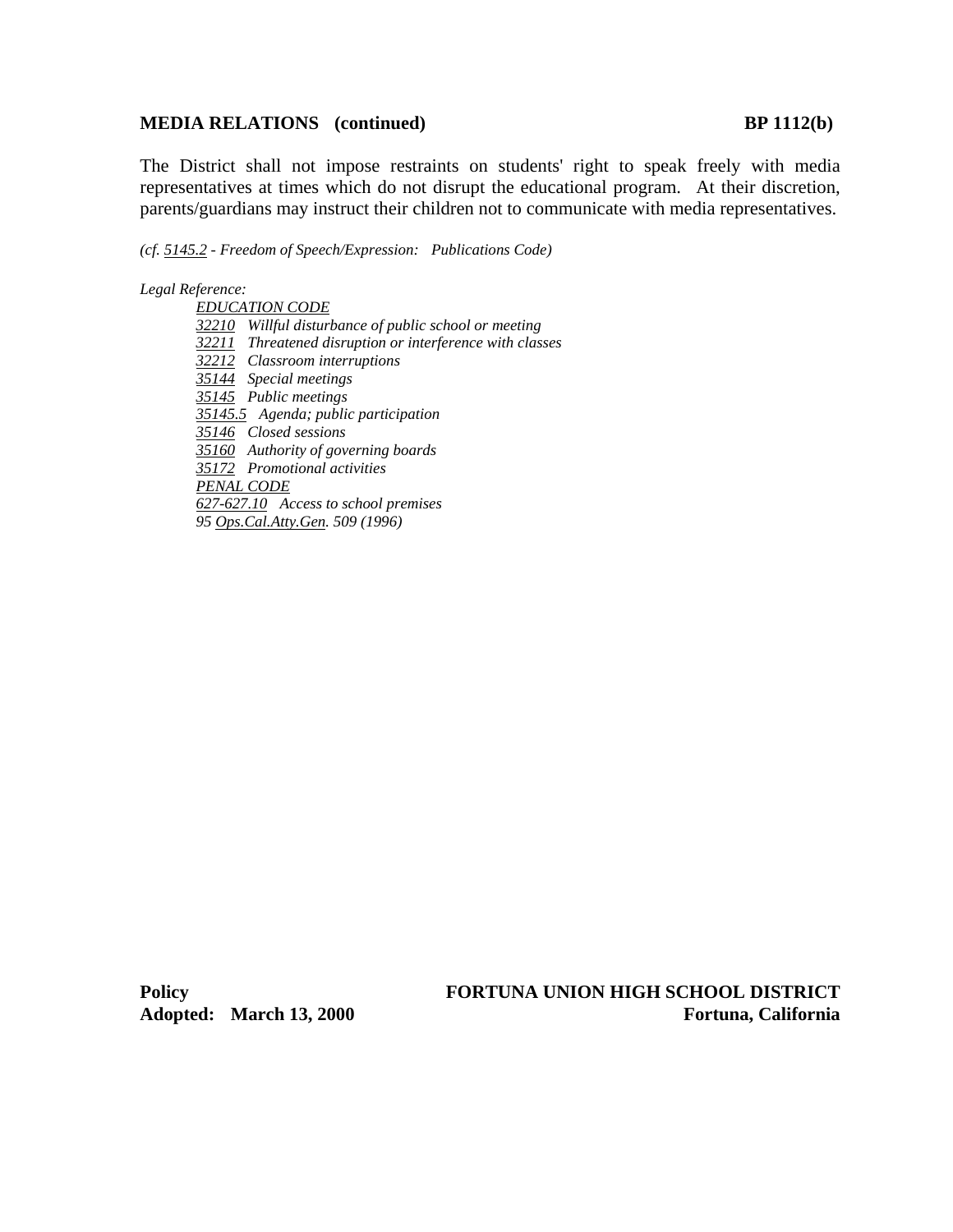The District shall not impose restraints on students' right to speak freely with media representatives at times which do not disrupt the educational program. At their discretion, parents/guardians may instruct their children not to communicate with media representatives.

*(cf. 5145.2 - Freedom of Speech/Expression: Publications Code)*

*Legal Reference:*

*EDUCATION CODE*
*32210 Willful disturbance of public school or meeting*
*32211 Threatened disruption or interference with classes*
*32212 Classroom interruptions*
*35144 Special meetings*
*35145 Public meetings*
*35145.5 Agenda; public participation*
*35146 Closed sessions*
*35160 Authority of governing boards*
*35172 Promotional activities*
*PENAL CODE*
*627-627.10 Access to school premises*
*95 Ops.Cal.Atty.Gen. 509 (1996)*

**Policy**
**Adopted: March 13, 2000**

**FORTUNA UNION HIGH SCHOOL DISTRICT**
**Fortuna, California**